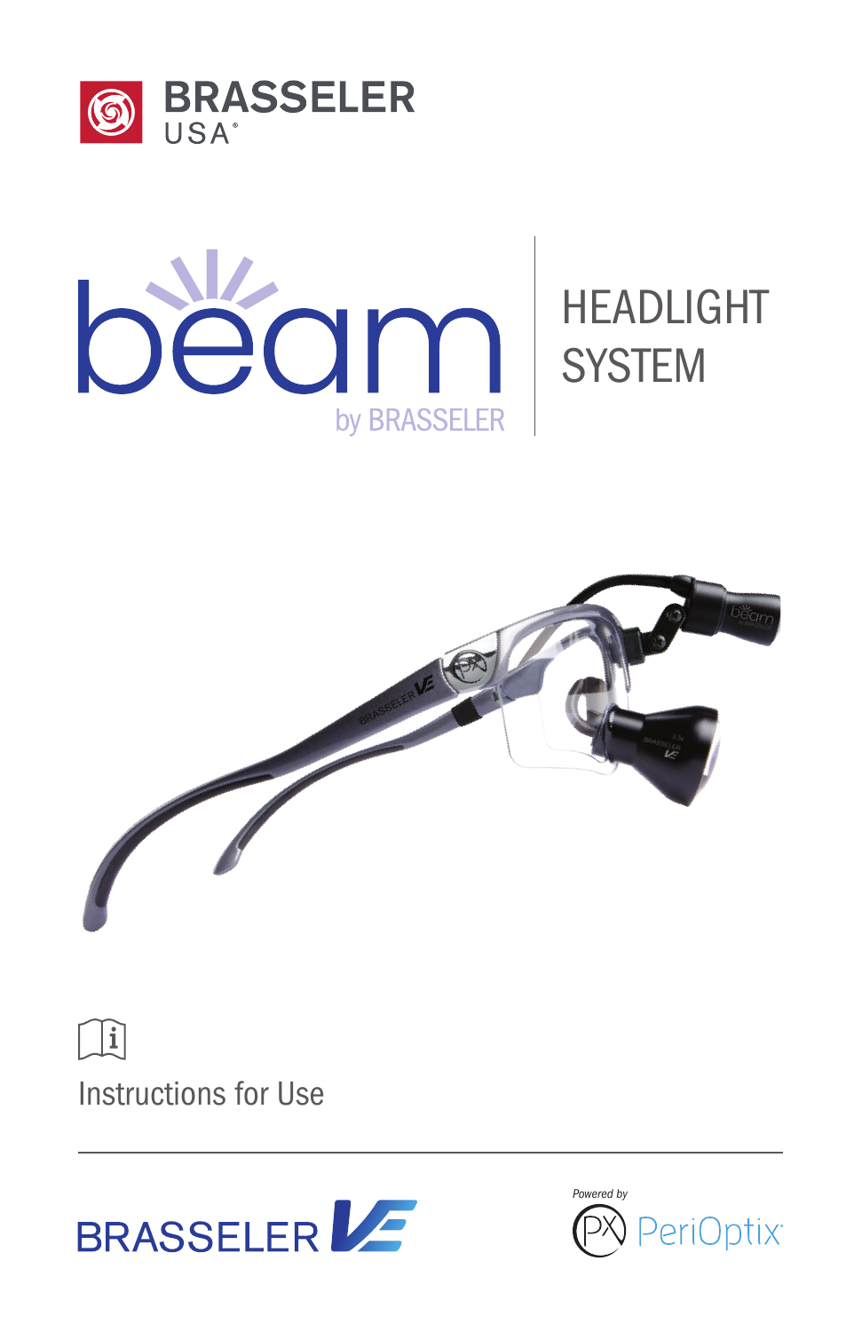BRASSELER USA®

# beam by BRASSELER

## HEADLIGHT SYSTEM

Instructions for Use

BRASSELER VE

Powered by PeriOptix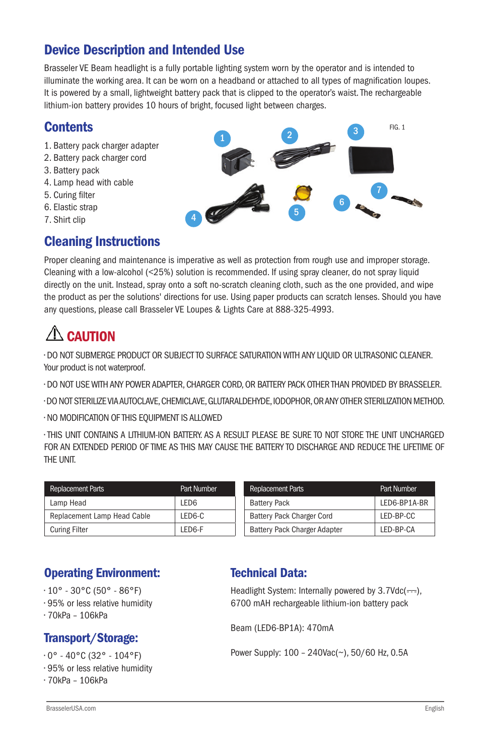## Device Description and Intended Use

Brasseler VE Beam headlight is a fully portable lighting system worn by the operator and is intended to illuminate the working area. It can be worn on a headband or attached to all types of magnification loupes. It is powered by a small, lightweight battery pack that is clipped to the operator's waist. The rechargeable lithium-ion battery provides 10 hours of bright, focused light between charges.

## Contents

1. Battery pack charger adapter
2. Battery pack charger cord
3. Battery pack
4. Lamp head with cable
5. Curing filter
6. Elastic strap
7. Shirt clip

FIG. 1

## Cleaning Instructions

Proper cleaning and maintenance is imperative as well as protection from rough use and improper storage. Cleaning with a low-alcohol (<25%) solution is recommended. If using spray cleaner, do not spray liquid directly on the unit. Instead, spray onto a soft no-scratch cleaning cloth, such as the one provided, and wipe the product as per the solutions' directions for use. Using paper products can scratch lenses. Should you have any questions, please call Brasseler VE Loupes & Lights Care at 888-325-4993.

## ⚠ CAUTION

· DO NOT SUBMERGE PRODUCT OR SUBJECT TO SURFACE SATURATION WITH ANY LIQUID OR ULTRASONIC CLEANER. Your product is not waterproof.

· DO NOT USE WITH ANY POWER ADAPTER, CHARGER CORD, OR BATTERY PACK OTHER THAN PROVIDED BY BRASSELER.

· DO NOT STERILIZE VIA AUTOCLAVE, CHEMICLAVE, GLUTARALDEHYDE, IODOPHOR, OR ANY OTHER STERILIZATION METHOD.

· NO MODIFICATION OF THIS EQUIPMENT IS ALLOWED

· THIS UNIT CONTAINS A LITHIUM-ION BATTERY. AS A RESULT PLEASE BE SURE TO NOT STORE THE UNIT UNCHARGED FOR AN EXTENDED PERIOD OF TIME AS THIS MAY CAUSE THE BATTERY TO DISCHARGE AND REDUCE THE LIFETIME OF THE UNIT.

| Replacement Parts | Part Number |
|---|---|
| Lamp Head | LED6 |
| Replacement Lamp Head Cable | LED6-C |
| Curing Filter | LED6-F |

| Replacement Parts | Part Number |
|---|---|
| Battery Pack | LED6-BP1A-BR |
| Battery Pack Charger Cord | LED-BP-CC |
| Battery Pack Charger Adapter | LED-BP-CA |

## Operating Environment:

· 10° - 30°C (50° - 86°F)
· 95% or less relative humidity
· 70kPa – 106kPa

## Transport/Storage:

· 0° - 40°C (32° - 104°F)
· 95% or less relative humidity
· 70kPa – 106kPa

## Technical Data:

Headlight System: Internally powered by 3.7Vdc(⎓), 6700 mAH rechargeable lithium-ion battery pack

Beam (LED6-BP1A): 470mA

Power Supply: 100 – 240Vac(~), 50/60 Hz, 0.5A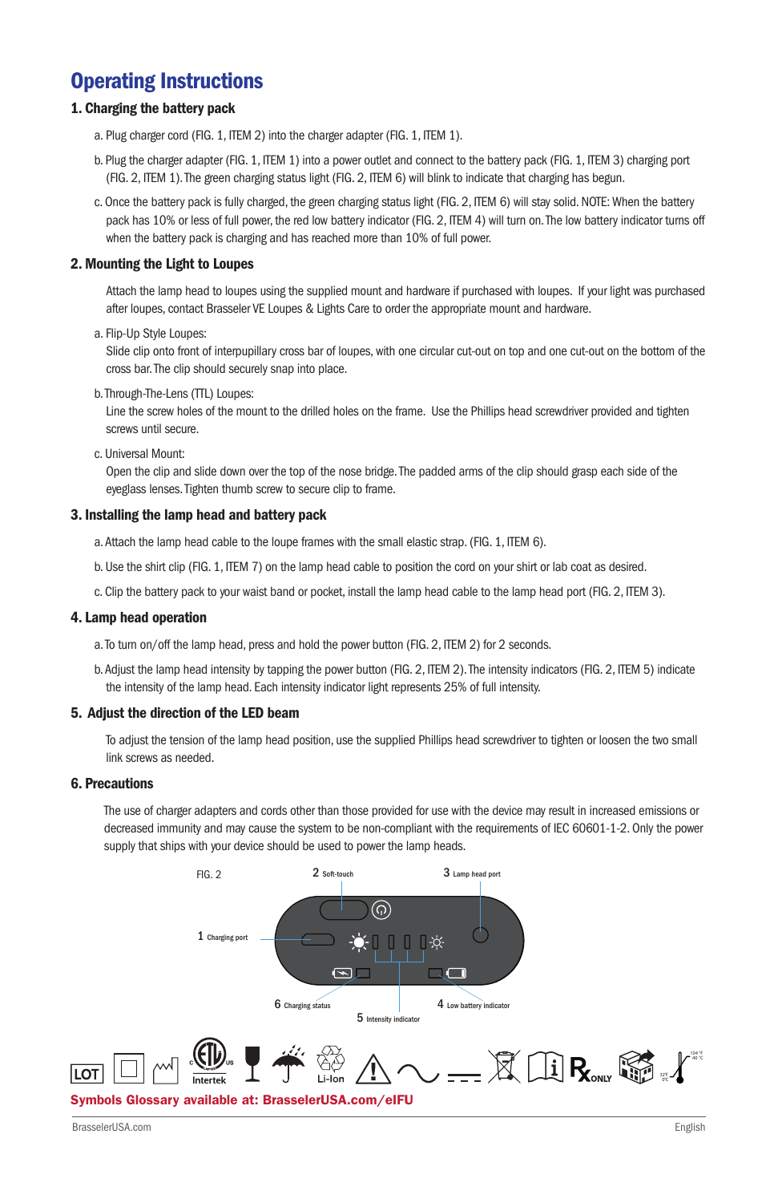# Operating Instructions

## 1. Charging the battery pack

a. Plug charger cord (FIG. 1, ITEM 2) into the charger adapter (FIG. 1, ITEM 1).

b. Plug the charger adapter (FIG. 1, ITEM 1) into a power outlet and connect to the battery pack (FIG. 1, ITEM 3) charging port (FIG. 2, ITEM 1). The green charging status light (FIG. 2, ITEM 6) will blink to indicate that charging has begun.

c. Once the battery pack is fully charged, the green charging status light (FIG. 2, ITEM 6) will stay solid. NOTE: When the battery pack has 10% or less of full power, the red low battery indicator (FIG. 2, ITEM 4) will turn on. The low battery indicator turns off when the battery pack is charging and has reached more than 10% of full power.

## 2. Mounting the Light to Loupes

Attach the lamp head to loupes using the supplied mount and hardware if purchased with loupes. If your light was purchased after loupes, contact Brasseler VE Loupes & Lights Care to order the appropriate mount and hardware.

a. Flip-Up Style Loupes:
Slide clip onto front of interpupillary cross bar of loupes, with one circular cut-out on top and one cut-out on the bottom of the cross bar. The clip should securely snap into place.

b. Through-The-Lens (TTL) Loupes:
Line the screw holes of the mount to the drilled holes on the frame. Use the Phillips head screwdriver provided and tighten screws until secure.

c. Universal Mount:
Open the clip and slide down over the top of the nose bridge. The padded arms of the clip should grasp each side of the eyeglass lenses. Tighten thumb screw to secure clip to frame.

## 3. Installing the lamp head and battery pack

a. Attach the lamp head cable to the loupe frames with the small elastic strap. (FIG. 1, ITEM 6).

b. Use the shirt clip (FIG. 1, ITEM 7) on the lamp head cable to position the cord on your shirt or lab coat as desired.

c. Clip the battery pack to your waist band or pocket, install the lamp head cable to the lamp head port (FIG. 2, ITEM 3).

## 4. Lamp head operation

a. To turn on/off the lamp head, press and hold the power button (FIG. 2, ITEM 2) for 2 seconds.

b. Adjust the lamp head intensity by tapping the power button (FIG. 2, ITEM 2). The intensity indicators (FIG. 2, ITEM 5) indicate the intensity of the lamp head. Each intensity indicator light represents 25% of full intensity.

## 5. Adjust the direction of the LED beam

To adjust the tension of the lamp head position, use the supplied Phillips head screwdriver to tighten or loosen the two small link screws as needed.

## 6. Precautions

The use of charger adapters and cords other than those provided for use with the device may result in increased emissions or decreased immunity and may cause the system to be non-compliant with the requirements of IEC 60601-1-2. Only the power supply that ships with your device should be used to power the lamp heads.

FIG. 2

1 Charging port
2 Soft-touch
3 Lamp head port
4 Low battery indicator
5 Intensity indicator
6 Charging status

LOT Intertek Li-Ion $R_x$ ONLY

**Symbols Glossary available at: BrasselerUSA.com/eIFU**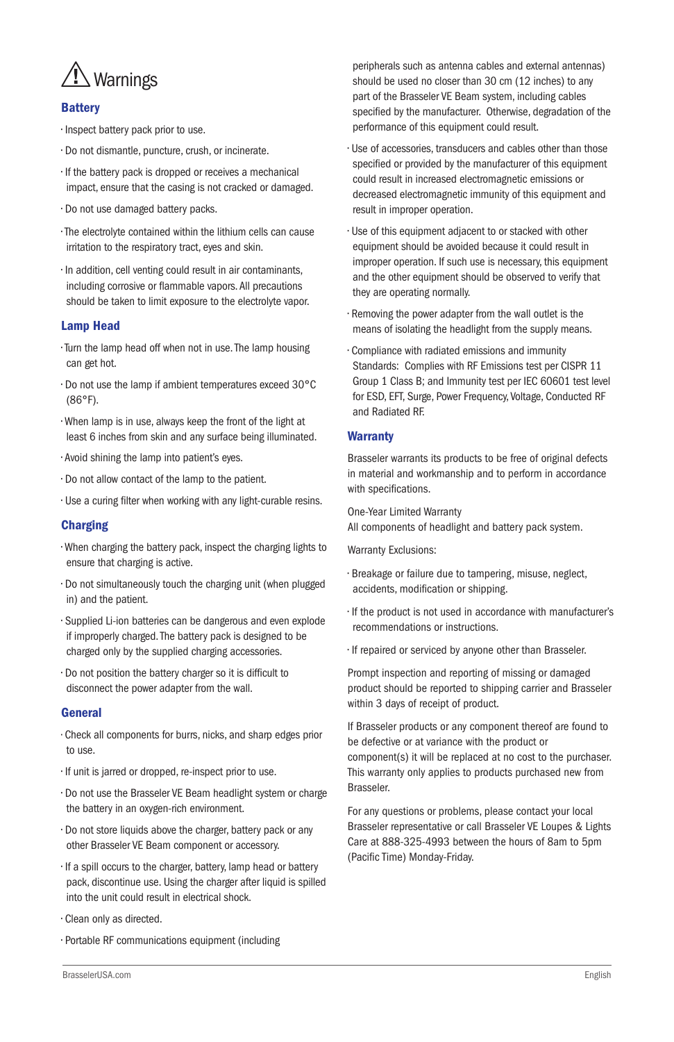# ⚠ Warnings

## Battery

- Inspect battery pack prior to use.
- Do not dismantle, puncture, crush, or incinerate.
- If the battery pack is dropped or receives a mechanical impact, ensure that the casing is not cracked or damaged.
- Do not use damaged battery packs.
- The electrolyte contained within the lithium cells can cause irritation to the respiratory tract, eyes and skin.
- In addition, cell venting could result in air contaminants, including corrosive or flammable vapors. All precautions should be taken to limit exposure to the electrolyte vapor.

## Lamp Head

- Turn the lamp head off when not in use. The lamp housing can get hot.
- Do not use the lamp if ambient temperatures exceed 30°C (86°F).
- When lamp is in use, always keep the front of the light at least 6 inches from skin and any surface being illuminated.
- Avoid shining the lamp into patient's eyes.
- Do not allow contact of the lamp to the patient.
- Use a curing filter when working with any light-curable resins.

## Charging

- When charging the battery pack, inspect the charging lights to ensure that charging is active.
- Do not simultaneously touch the charging unit (when plugged in) and the patient.
- Supplied Li-ion batteries can be dangerous and even explode if improperly charged. The battery pack is designed to be charged only by the supplied charging accessories.
- Do not position the battery charger so it is difficult to disconnect the power adapter from the wall.

## General

- Check all components for burrs, nicks, and sharp edges prior to use.
- If unit is jarred or dropped, re-inspect prior to use.
- Do not use the Brasseler VE Beam headlight system or charge the battery in an oxygen-rich environment.
- Do not store liquids above the charger, battery pack or any other Brasseler VE Beam component or accessory.
- If a spill occurs to the charger, battery, lamp head or battery pack, discontinue use. Using the charger after liquid is spilled into the unit could result in electrical shock.
- Clean only as directed.
- Portable RF communications equipment (including peripherals such as antenna cables and external antennas) should be used no closer than 30 cm (12 inches) to any part of the Brasseler VE Beam system, including cables specified by the manufacturer. Otherwise, degradation of the performance of this equipment could result.
- Use of accessories, transducers and cables other than those specified or provided by the manufacturer of this equipment could result in increased electromagnetic emissions or decreased electromagnetic immunity of this equipment and result in improper operation.
- Use of this equipment adjacent to or stacked with other equipment should be avoided because it could result in improper operation. If such use is necessary, this equipment and the other equipment should be observed to verify that they are operating normally.
- Removing the power adapter from the wall outlet is the means of isolating the headlight from the supply means.
- Compliance with radiated emissions and immunity Standards: Complies with RF Emissions test per CISPR 11 Group 1 Class B; and Immunity test per IEC 60601 test level for ESD, EFT, Surge, Power Frequency, Voltage, Conducted RF and Radiated RF.

## Warranty

Brasseler warrants its products to be free of original defects in material and workmanship and to perform in accordance with specifications.

One-Year Limited Warranty
All components of headlight and battery pack system.

Warranty Exclusions:

- Breakage or failure due to tampering, misuse, neglect, accidents, modification or shipping.
- If the product is not used in accordance with manufacturer's recommendations or instructions.
- If repaired or serviced by anyone other than Brasseler.

Prompt inspection and reporting of missing or damaged product should be reported to shipping carrier and Brasseler within 3 days of receipt of product.

If Brasseler products or any component thereof are found to be defective or at variance with the product or component(s) it will be replaced at no cost to the purchaser. This warranty only applies to products purchased new from Brasseler.

For any questions or problems, please contact your local Brasseler representative or call Brasseler VE Loupes & Lights Care at 888-325-4993 between the hours of 8am to 5pm (Pacific Time) Monday-Friday.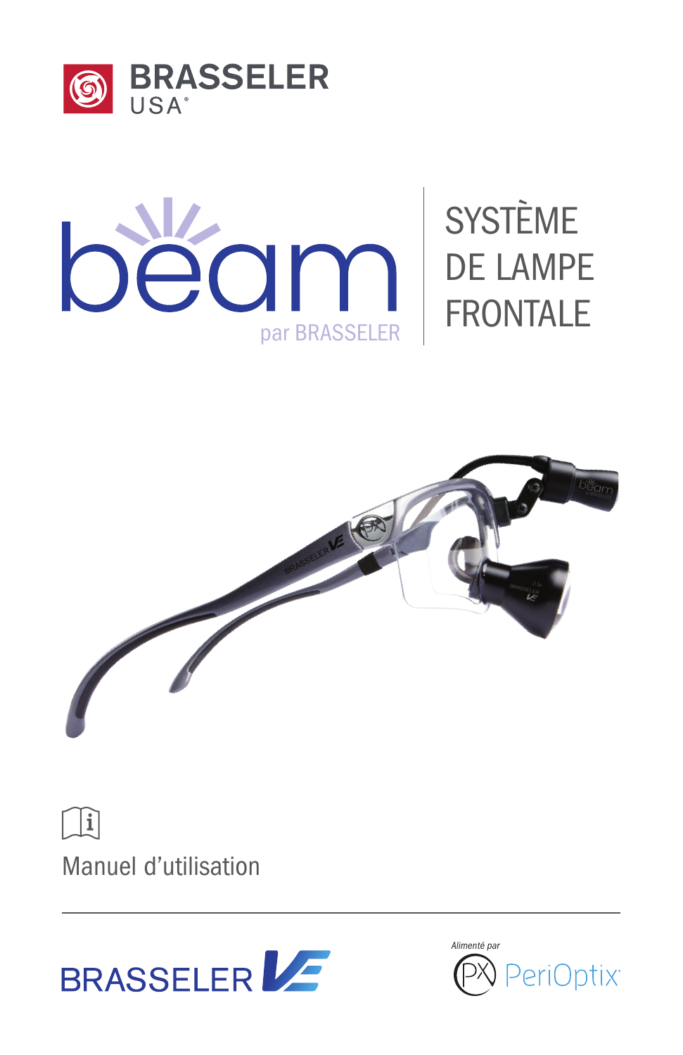BRASSELER USA®

# beam par BRASSELER

# SYSTÈME DE LAMPE FRONTALE

Manuel d'utilisation

BRASSELER VE

*Alimenté par* PeriOptix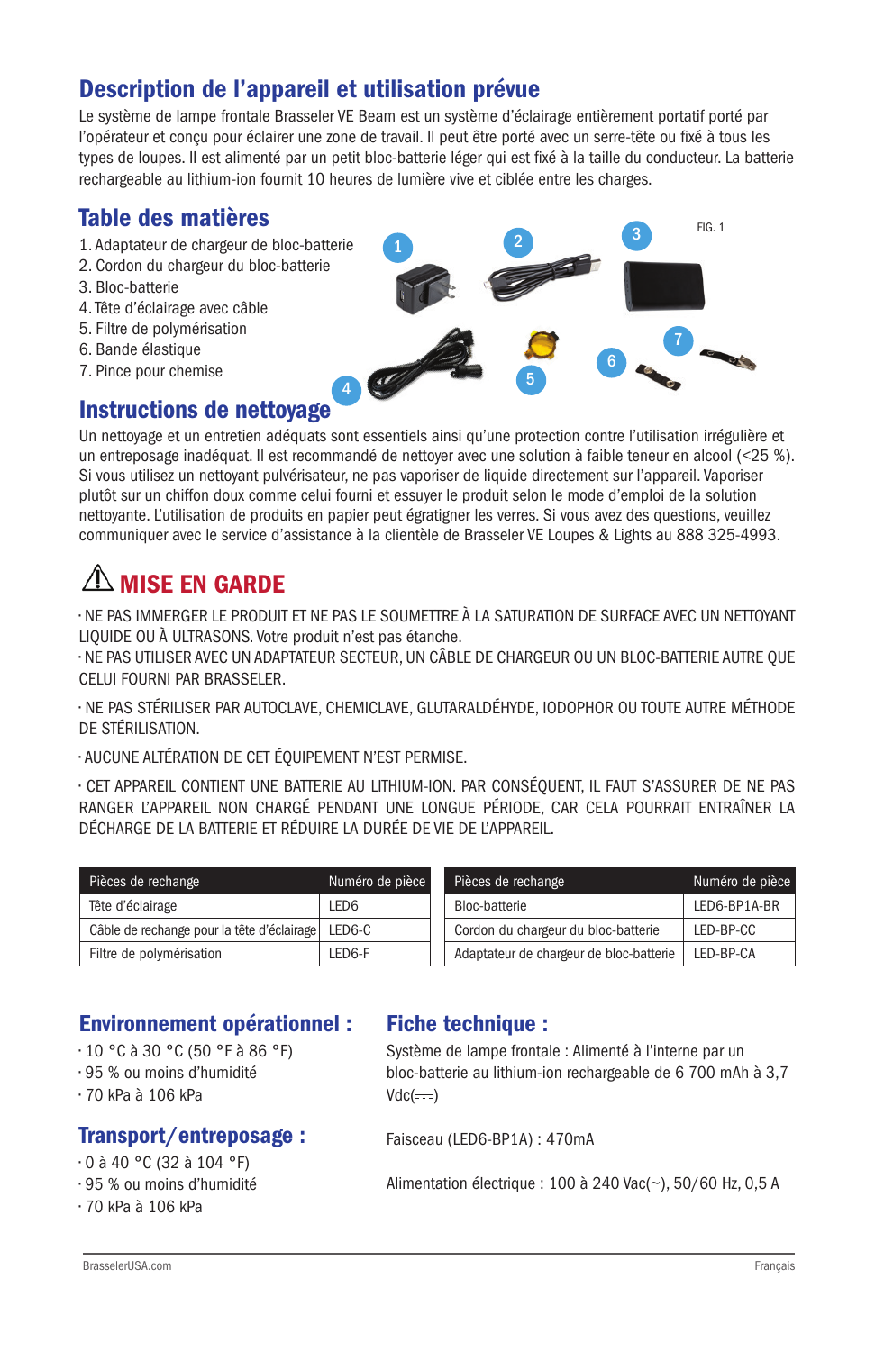## Description de l'appareil et utilisation prévue

Le système de lampe frontale Brasseler VE Beam est un système d'éclairage entièrement portatif porté par l'opérateur et conçu pour éclairer une zone de travail. Il peut être porté avec un serre-tête ou fixé à tous les types de loupes. Il est alimenté par un petit bloc-batterie léger qui est fixé à la taille du conducteur. La batterie rechargeable au lithium-ion fournit 10 heures de lumière vive et ciblée entre les charges.

## Table des matières

1. Adaptateur de chargeur de bloc-batterie
2. Cordon du chargeur du bloc-batterie
3. Bloc-batterie
4. Tête d'éclairage avec câble
5. Filtre de polymérisation
6. Bande élastique
7. Pince pour chemise

FIG. 1

## Instructions de nettoyage

Un nettoyage et un entretien adéquats sont essentiels ainsi qu'une protection contre l'utilisation irrégulière et un entreposage inadéquat. Il est recommandé de nettoyer avec une solution à faible teneur en alcool (<25 %). Si vous utilisez un nettoyant pulvérisateur, ne pas vaporiser de liquide directement sur l'appareil. Vaporiser plutôt sur un chiffon doux comme celui fourni et essuyer le produit selon le mode d'emploi de la solution nettoyante. L'utilisation de produits en papier peut égratigner les verres. Si vous avez des questions, veuillez communiquer avec le service d'assistance à la clientèle de Brasseler VE Loupes & Lights au 888 325-4993.

## ⚠ MISE EN GARDE

· NE PAS IMMERGER LE PRODUIT ET NE PAS LE SOUMETTRE À LA SATURATION DE SURFACE AVEC UN NETTOYANT LIQUIDE OU À ULTRASONS. Votre produit n'est pas étanche.
· NE PAS UTILISER AVEC UN ADAPTATEUR SECTEUR, UN CÂBLE DE CHARGEUR OU UN BLOC-BATTERIE AUTRE QUE CELUI FOURNI PAR BRASSELER.

· NE PAS STÉRILISER PAR AUTOCLAVE, CHEMICLAVE, GLUTARALDÉHYDE, IODOPHOR OU TOUTE AUTRE MÉTHODE DE STÉRILISATION.

· AUCUNE ALTÉRATION DE CET ÉQUIPEMENT N'EST PERMISE.

· CET APPAREIL CONTIENT UNE BATTERIE AU LITHIUM-ION. PAR CONSÉQUENT, IL FAUT S'ASSURER DE NE PAS RANGER L'APPAREIL NON CHARGÉ PENDANT UNE LONGUE PÉRIODE, CAR CELA POURRAIT ENTRAÎNER LA DÉCHARGE DE LA BATTERIE ET RÉDUIRE LA DURÉE DE VIE DE L'APPAREIL.

| Pièces de rechange | Numéro de pièce |
|---|---|
| Tête d'éclairage | LED6 |
| Câble de rechange pour la tête d'éclairage | LED6-C |
| Filtre de polymérisation | LED6-F |

| Pièces de rechange | Numéro de pièce |
|---|---|
| Bloc-batterie | LED6-BP1A-BR |
| Cordon du chargeur du bloc-batterie | LED-BP-CC |
| Adaptateur de chargeur de bloc-batterie | LED-BP-CA |

## Environnement opérationnel :

· 10 °C à 30 °C (50 °F à 86 °F)
· 95 % ou moins d'humidité
· 70 kPa à 106 kPa

## Transport/entreposage :

· 0 à 40 °C (32 à 104 °F)
· 95 % ou moins d'humidité
· 70 kPa à 106 kPa

## Fiche technique :

Système de lampe frontale : Alimenté à l'interne par un bloc-batterie au lithium-ion rechargeable de 6 700 mAh à 3,7 Vdc(⎓)

Faisceau (LED6-BP1A) : 470mA

Alimentation électrique : 100 à 240 Vac(~), 50/60 Hz, 0,5 A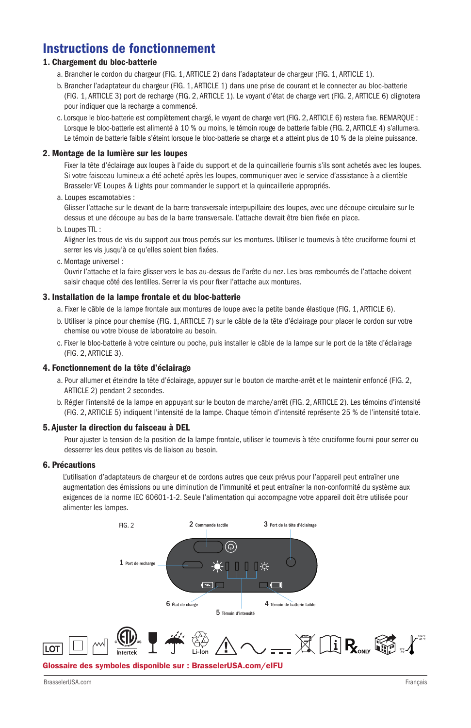# Instructions de fonctionnement

## 1. Chargement du bloc-batterie

a. Brancher le cordon du chargeur (FIG. 1, ARTICLE 2) dans l'adaptateur de chargeur (FIG. 1, ARTICLE 1).

b. Brancher l'adaptateur du chargeur (FIG. 1, ARTICLE 1) dans une prise de courant et le connecter au bloc-batterie (FIG. 1, ARTICLE 3) port de recharge (FIG. 2, ARTICLE 1). Le voyant d'état de charge vert (FIG. 2, ARTICLE 6) clignotera pour indiquer que la recharge a commencé.

c. Lorsque le bloc-batterie est complètement chargé, le voyant de charge vert (FIG. 2, ARTICLE 6) restera fixe. REMARQUE : Lorsque le bloc-batterie est alimenté à 10 % ou moins, le témoin rouge de batterie faible (FIG. 2, ARTICLE 4) s'allumera. Le témoin de batterie faible s'éteint lorsque le bloc-batterie se charge et a atteint plus de 10 % de la pleine puissance.

## 2. Montage de la lumière sur les loupes

Fixer la tête d'éclairage aux loupes à l'aide du support et de la quincaillerie fournis s'ils sont achetés avec les loupes. Si votre faisceau lumineux a été acheté après les loupes, communiquer avec le service d'assistance à a clientèle Brasseler VE Loupes & Lights pour commander le support et la quincaillerie appropriés.

a. Loupes escamotables :
Glisser l'attache sur le devant de la barre transversale interpupillaire des loupes, avec une découpe circulaire sur le dessus et une découpe au bas de la barre transversale. L'attache devrait être bien fixée en place.

b. Loupes TTL :
Aligner les trous de vis du support aux trous percés sur les montures. Utiliser le tournevis à tête cruciforme fourni et serrer les vis jusqu'à ce qu'elles soient bien fixées.

c. Montage universel :
Ouvrir l'attache et la faire glisser vers le bas au-dessus de l'arête du nez. Les bras rembourrés de l'attache doivent saisir chaque côté des lentilles. Serrer la vis pour fixer l'attache aux montures.

## 3. Installation de la lampe frontale et du bloc-batterie

a. Fixer le câble de la lampe frontale aux montures de loupe avec la petite bande élastique (FIG. 1, ARTICLE 6).

b. Utiliser la pince pour chemise (FIG. 1, ARTICLE 7) sur le câble de la tête d'éclairage pour placer le cordon sur votre chemise ou votre blouse de laboratoire au besoin.

c. Fixer le bloc-batterie à votre ceinture ou poche, puis installer le câble de la lampe sur le port de la tête d'éclairage (FIG. 2, ARTICLE 3).

## 4. Fonctionnement de la tête d'éclairage

a. Pour allumer et éteindre la tête d'éclairage, appuyer sur le bouton de marche-arrêt et le maintenir enfoncé (FIG. 2, ARTICLE 2) pendant 2 secondes.

b. Régler l'intensité de la lampe en appuyant sur le bouton de marche/arrêt (FIG. 2, ARTICLE 2). Les témoins d'intensité (FIG. 2, ARTICLE 5) indiquent l'intensité de la lampe. Chaque témoin d'intensité représente 25 % de l'intensité totale.

## 5. Ajuster la direction du faisceau à DEL

Pour ajuster la tension de la position de la lampe frontale, utiliser le tournevis à tête cruciforme fourni pour serrer ou desserrer les deux petites vis de liaison au besoin.

## 6. Précautions

L'utilisation d'adaptateurs de chargeur et de cordons autres que ceux prévus pour l'appareil peut entraîner une augmentation des émissions ou une diminution de l'immunité et peut entraîner la non-conformité du système aux exigences de la norme IEC 60601-1-2. Seule l'alimentation qui accompagne votre appareil doit être utilisée pour alimenter les lampes.

FIG. 2

1 Port de recharge
2 Commande tactile
3 Port de la tête d'éclairage
4 Témoin de batterie faible
5 Témoin d'intensité
6 État de charge

**Glossaire des symboles disponible sur : BrasselerUSA.com/eIFU**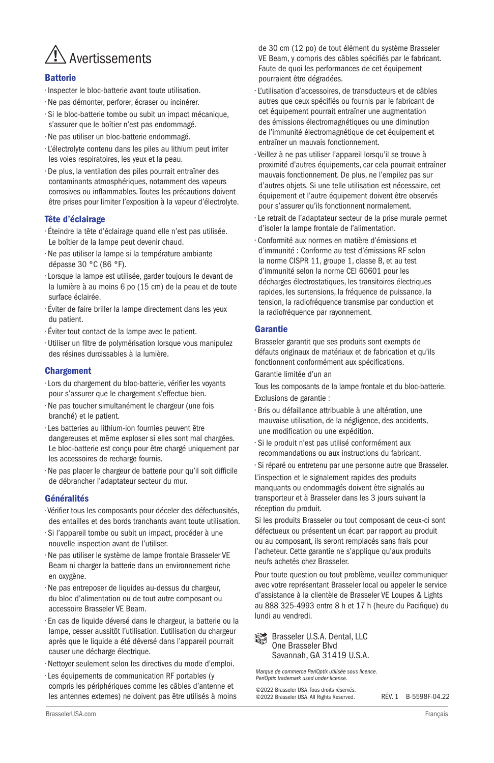# ⚠ Avertissements

## Batterie

- Inspecter le bloc-batterie avant toute utilisation.
- Ne pas démonter, perforer, écraser ou incinérer.
- Si le bloc-batterie tombe ou subit un impact mécanique, s'assurer que le boîtier n'est pas endommagé.
- Ne pas utiliser un bloc-batterie endommagé.
- L'électrolyte contenu dans les piles au lithium peut irriter les voies respiratoires, les yeux et la peau.
- De plus, la ventilation des piles pourrait entraîner des contaminants atmosphériques, notamment des vapeurs corrosives ou inflammables. Toutes les précautions doivent être prises pour limiter l'exposition à la vapeur d'électrolyte.

## Tête d'éclairage

- Éteindre la tête d'éclairage quand elle n'est pas utilisée. Le boîtier de la lampe peut devenir chaud.
- Ne pas utiliser la lampe si la température ambiante dépasse 30 °C (86 °F).
- Lorsque la lampe est utilisée, garder toujours le devant de la lumière à au moins 6 po (15 cm) de la peau et de toute surface éclairée.
- Éviter de faire briller la lampe directement dans les yeux du patient.
- Éviter tout contact de la lampe avec le patient.
- Utiliser un filtre de polymérisation lorsque vous manipulez des résines durcissables à la lumière.

## Chargement

- Lors du chargement du bloc-batterie, vérifier les voyants pour s'assurer que le chargement s'effectue bien.
- Ne pas toucher simultanément le chargeur (une fois branché) et le patient.
- Les batteries au lithium-ion fournies peuvent être dangereuses et même exploser si elles sont mal chargées. Le bloc-batterie est conçu pour être chargé uniquement par les accessoires de recharge fournis.
- Ne pas placer le chargeur de batterie pour qu'il soit difficile de débrancher l'adaptateur secteur du mur.

## Généralités

- Vérifier tous les composants pour déceler des défectuosités, des entailles et des bords tranchants avant toute utilisation.
- Si l'appareil tombe ou subit un impact, procéder à une nouvelle inspection avant de l'utiliser.
- Ne pas utiliser le système de lampe frontale Brasseler VE Beam ni charger la batterie dans un environnement riche en oxygène.
- Ne pas entreposer de liquides au-dessus du chargeur, du bloc d'alimentation ou de tout autre composant ou accessoire Brasseler VE Beam.
- En cas de liquide déversé dans le chargeur, la batterie ou la lampe, cesser aussitôt l'utilisation. L'utilisation du chargeur après que le liquide a été déversé dans l'appareil pourrait causer une décharge électrique.
- Nettoyer seulement selon les directives du mode d'emploi.
- Les équipements de communication RF portables (y compris les périphériques comme les câbles d'antenne et les antennes externes) ne doivent pas être utilisés à moins de 30 cm (12 po) de tout élément du système Brasseler VE Beam, y compris des câbles spécifiés par le fabricant. Faute de quoi les performances de cet équipement pourraient être dégradées.
- L'utilisation d'accessoires, de transducteurs et de câbles autres que ceux spécifiés ou fournis par le fabricant de cet équipement pourrait entraîner une augmentation des émissions électromagnétiques ou une diminution de l'immunité électromagnétique de cet équipement et entraîner un mauvais fonctionnement.
- Veillez à ne pas utiliser l'appareil lorsqu'il se trouve à proximité d'autres équipements, car cela pourrait entraîner mauvais fonctionnement. De plus, ne l'empilez pas sur d'autres objets. Si une telle utilisation est nécessaire, cet équipement et l'autre équipement doivent être observés pour s'assurer qu'ils fonctionnent normalement.
- Le retrait de l'adaptateur secteur de la prise murale permet d'isoler la lampe frontale de l'alimentation.
- Conformité aux normes en matière d'émissions et d'immunité : Conforme au test d'émissions RF selon la norme CISPR 11, groupe 1, classe B, et au test d'immunité selon la norme CEI 60601 pour les décharges électrostatiques, les transitoires électriques rapides, les surtensions, la fréquence de puissance, la tension, la radiofréquence transmise par conduction et la radiofréquence par rayonnement.

## Garantie

Brasseler garantit que ses produits sont exempts de défauts originaux de matériaux et de fabrication et qu'ils fonctionnent conformément aux spécifications.

Garantie limitée d'un an

Tous les composants de la lampe frontale et du bloc-batterie.

Exclusions de garantie :

- Bris ou défaillance attribuable à une altération, une mauvaise utilisation, de la négligence, des accidents, une modification ou une expédition.
- Si le produit n'est pas utilisé conformément aux recommandations ou aux instructions du fabricant.
- Si réparé ou entretenu par une personne autre que Brasseler.

L'inspection et le signalement rapides des produits manquants ou endommagés doivent être signalés au transporteur et à Brasseler dans les 3 jours suivant la réception du produit.

Si les produits Brasseler ou tout composant de ceux-ci sont défectueux ou présentent un écart par rapport au produit ou au composant, ils seront remplacés sans frais pour l'acheteur. Cette garantie ne s'applique qu'aux produits neufs achetés chez Brasseler.

Pour toute question ou tout problème, veuillez communiquer avec votre représentant Brasseler local ou appeler le service d'assistance à la clientèle de Brasseler VE Loupes & Lights au 888 325-4993 entre 8 h et 17 h (heure du Pacifique) du lundi au vendredi.

Brasseler U.S.A. Dental, LLC
One Brasseler Blvd
Savannah, GA 31419 U.S.A.

*Marque de commerce PeriOptix utilisée sous licence.*
*PeriOptix trademark used under license.*

©2022 Brasseler USA. Tous droits réservés.
©2022 Brasseler USA. All Rights Reserved.

RÉV. 1 B-5598F-04.22

BrasselerUSA.com

Français